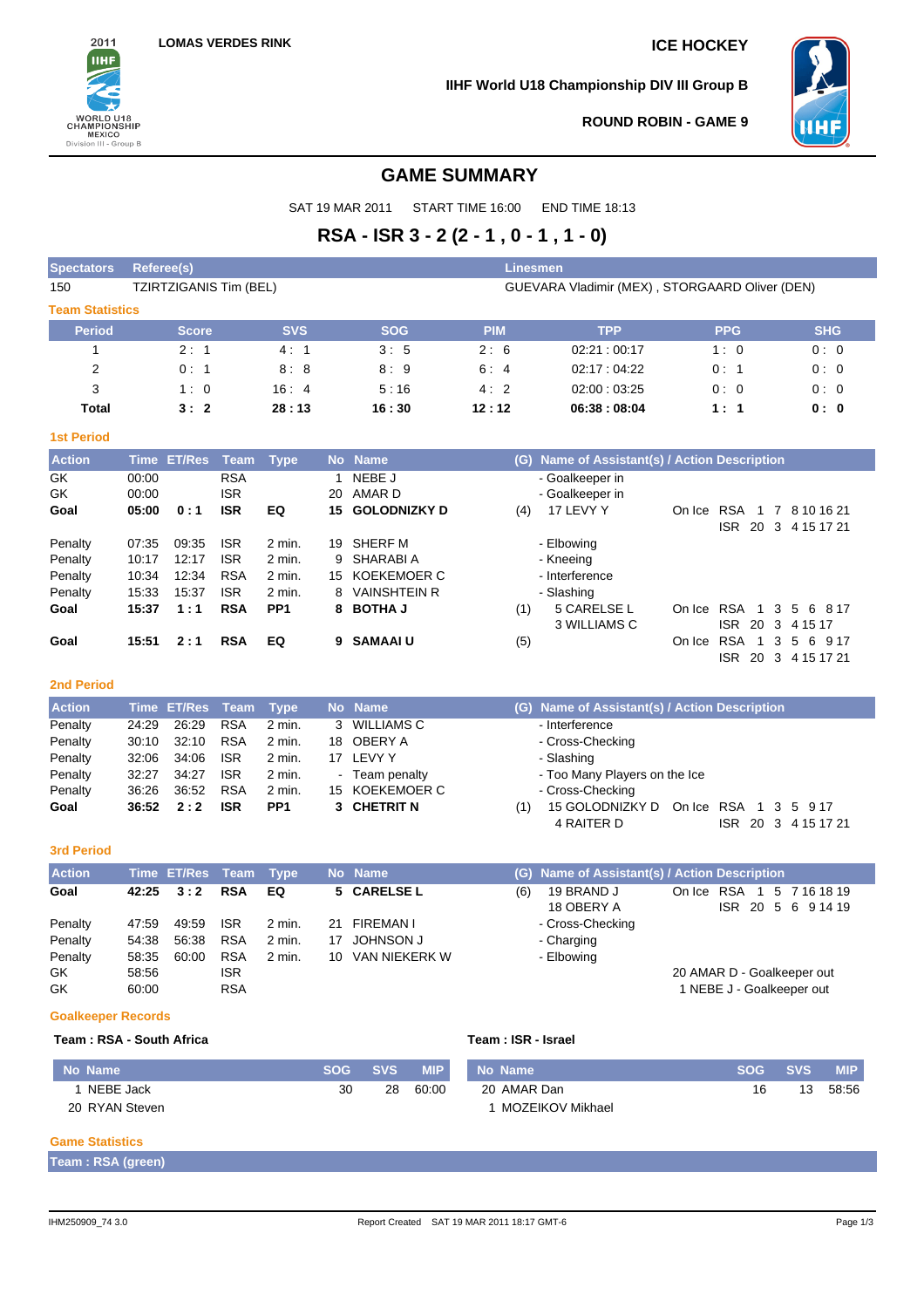LOMAS VERDES RINK

ICE HOCKEY

IIHF World U18 Championship DIV III Group B

ROUND ROBIN - GAME 9

# GAME SUMMARY

SAT 19 MAR 2011 START TIME 16:00 END TIME 18:13

## RSA - ISR 3 - 2 (2 - 1 , 0 - 1 , 1 - 0)

| Spectators | Referee(s) | Linesmen |
|---|---|---|
| 150 | TZIRTZIGANIS Tim (BEL) | GUEVARA Vladimir (MEX) , STORGAARD Oliver (DEN) |

### Team Statistics

| Period | Score | SVS | SOG | PIM | TPP | PPG | SHG |
|---|---|---|---|---|---|---|---|
| 1 | 2 : 1 | 4 : 1 | 3 : 5 | 2 : 6 | 02:21 : 00:17 | 1 : 0 | 0 : 0 |
| 2 | 0 : 1 | 8 : 8 | 8 : 9 | 6 : 4 | 02:17 : 04:22 | 0 : 1 | 0 : 0 |
| 3 | 1 : 0 | 16 : 4 | 5 : 16 | 4 : 2 | 02:00 : 03:25 | 0 : 0 | 0 : 0 |
| **Total** | **3 : 2** | **28 : 13** | **16 : 30** | **12 : 12** | **06:38 : 08:04** | **1 : 1** | **0 : 0** |

### 1st Period

| Action | Time | ET/Res | Team | Type | No | Name | (G) | Name of Assistant(s) / Action Description | On Ice |
|---|---|---|---|---|---|---|---|---|---|
| GK | 00:00 | | RSA | | 1 | NEBE J | | - Goalkeeper in | |
| GK | 00:00 | | ISR | | 20 | AMAR D | | - Goalkeeper in | |
| **Goal** | **05:00** | **0 : 1** | **ISR** | **EQ** | **15** | **GOLODNIZKY D** | (4) | 17 LEVY Y | RSA 1 7 8 10 16 21 / ISR 20 3 4 15 17 21 |
| Penalty | 07:35 | 09:35 | ISR | 2 min. | 19 | SHERF M | | - Elbowing | |
| Penalty | 10:17 | 12:17 | ISR | 2 min. | 9 | SHARABI A | | - Kneeing | |
| Penalty | 10:34 | 12:34 | RSA | 2 min. | 15 | KOEKEMOER C | | - Interference | |
| Penalty | 15:33 | 15:37 | ISR | 2 min. | 8 | VAINSHTEIN R | | - Slashing | |
| **Goal** | **15:37** | **1 : 1** | **RSA** | **PP1** | **8** | **BOTHA J** | (1) | 5 CARELSE L, 3 WILLIAMS C | RSA 1 3 5 6 8 17 / ISR 20 3 4 15 17 |
| **Goal** | **15:51** | **2 : 1** | **RSA** | **EQ** | **9** | **SAMAAI U** | (5) | | RSA 1 3 5 6 9 17 / ISR 20 3 4 15 17 21 |

### 2nd Period

| Action | Time | ET/Res | Team | Type | No | Name | (G) | Name of Assistant(s) / Action Description | On Ice |
|---|---|---|---|---|---|---|---|---|---|
| Penalty | 24:29 | 26:29 | RSA | 2 min. | 3 | WILLIAMS C | | - Interference | |
| Penalty | 30:10 | 32:10 | RSA | 2 min. | 18 | OBERY A | | - Cross-Checking | |
| Penalty | 32:06 | 34:06 | ISR | 2 min. | 17 | LEVY Y | | - Slashing | |
| Penalty | 32:27 | 34:27 | ISR | 2 min. | - | Team penalty | | - Too Many Players on the Ice | |
| Penalty | 36:26 | 36:52 | RSA | 2 min. | 15 | KOEKEMOER C | | - Cross-Checking | |
| **Goal** | **36:52** | **2 : 2** | **ISR** | **PP1** | **3** | **CHETRIT N** | (1) | 15 GOLODNIZKY D, 4 RAITER D | RSA 1 3 5 9 17 / ISR 20 3 4 15 17 21 |

### 3rd Period

| Action | Time | ET/Res | Team | Type | No | Name | (G) | Name of Assistant(s) / Action Description | On Ice |
|---|---|---|---|---|---|---|---|---|---|
| **Goal** | **42:25** | **3 : 2** | **RSA** | **EQ** | **5** | **CARELSE L** | (6) | 19 BRAND J, 18 OBERY A | RSA 1 5 7 16 18 19 / ISR 20 5 6 9 14 19 |
| Penalty | 47:59 | 49:59 | ISR | 2 min. | 21 | FIREMAN I | | - Cross-Checking | |
| Penalty | 54:38 | 56:38 | RSA | 2 min. | 17 | JOHNSON J | | - Charging | |
| Penalty | 58:35 | 60:00 | RSA | 2 min. | 10 | VAN NIEKERK W | | - Elbowing | |
| GK | 58:56 | | ISR | | | | | 20 AMAR D - Goalkeeper out | |
| GK | 60:00 | | RSA | | | | | 1 NEBE J - Goalkeeper out | |

### Goalkeeper Records

**Team : RSA - South Africa**

| No | Name | SOG | SVS | MIP |
|---|---|---|---|---|
| 1 | NEBE Jack | 30 | 28 | 60:00 |
| 20 | RYAN Steven | | | |

**Team : ISR - Israel**

| No | Name | SOG | SVS | MIP |
|---|---|---|---|---|
| 20 | AMAR Dan | 16 | 13 | 58:56 |
| 1 | MOZEIKOV Mikhael | | | |

### Game Statistics

**Team : RSA (green)**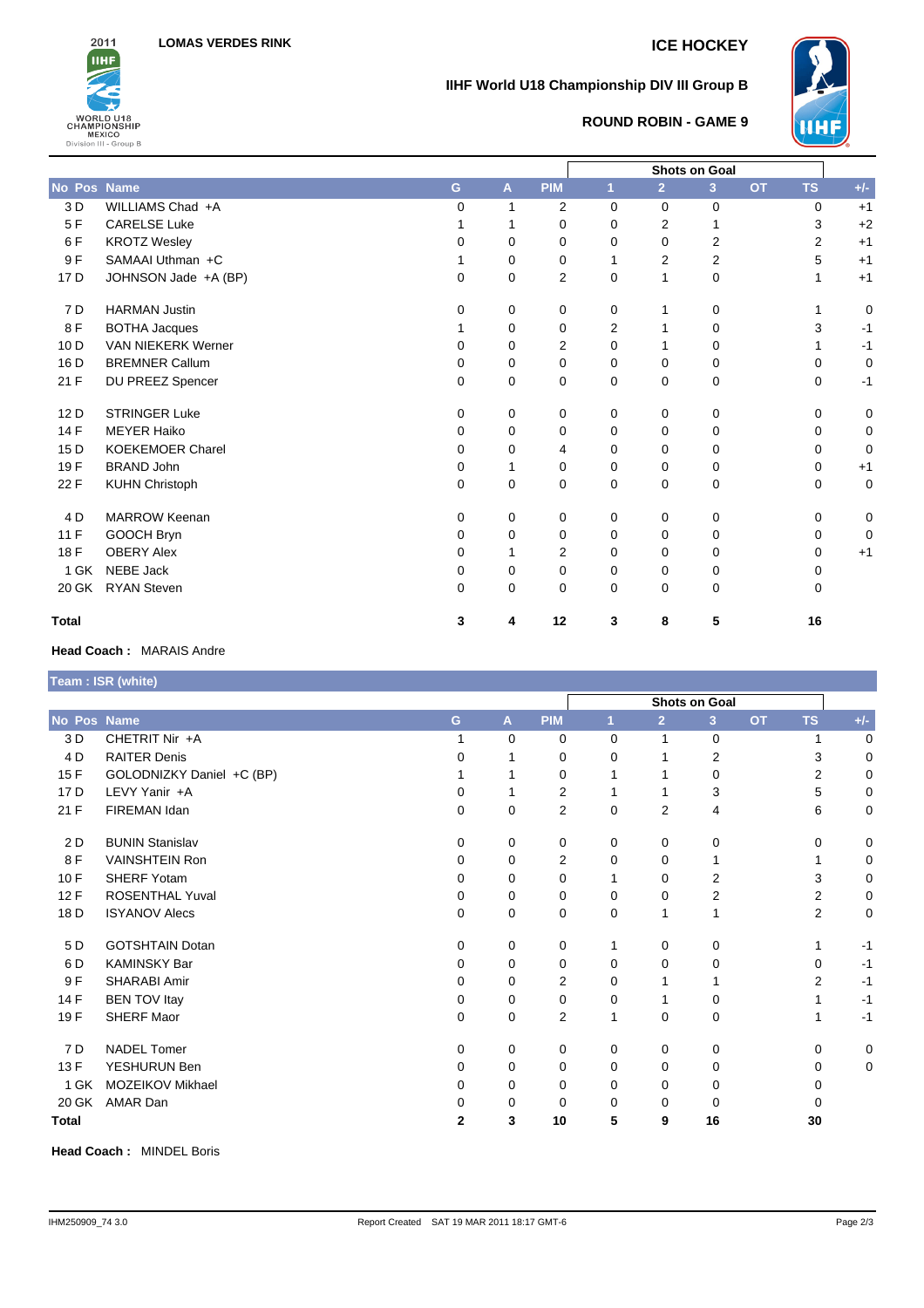LOMAS VERDES RINK

# ICE HOCKEY

## IIHF World U18 Championship DIV III Group B

### ROUND ROBIN - GAME 9

| No | Pos | Name | G | A | PIM | Shots on Goal 1 | 2 | 3 | OT | TS | +/- |
|---|---|---|---|---|---|---|---|---|---|---|---|
| 3 | D | WILLIAMS Chad +A | 0 | 1 | 2 | 0 | 0 | 0 | | 0 | +1 |
| 5 | F | CARELSE Luke | 1 | 1 | 0 | 0 | 2 | 1 | | 3 | +2 |
| 6 | F | KROTZ Wesley | 0 | 0 | 0 | 0 | 0 | 2 | | 2 | +1 |
| 9 | F | SAMAAI Uthman +C | 1 | 0 | 0 | 1 | 2 | 2 | | 5 | +1 |
| 17 | D | JOHNSON Jade +A (BP) | 0 | 0 | 2 | 0 | 1 | 0 | | 1 | +1 |
| 7 | D | HARMAN Justin | 0 | 0 | 0 | 0 | 1 | 0 | | 1 | 0 |
| 8 | F | BOTHA Jacques | 1 | 0 | 0 | 2 | 1 | 0 | | 3 | -1 |
| 10 | D | VAN NIEKERK Werner | 0 | 0 | 2 | 0 | 1 | 0 | | 1 | -1 |
| 16 | D | BREMNER Callum | 0 | 0 | 0 | 0 | 0 | 0 | | 0 | 0 |
| 21 | F | DU PREEZ Spencer | 0 | 0 | 0 | 0 | 0 | 0 | | 0 | -1 |
| 12 | D | STRINGER Luke | 0 | 0 | 0 | 0 | 0 | 0 | | 0 | 0 |
| 14 | F | MEYER Haiko | 0 | 0 | 0 | 0 | 0 | 0 | | 0 | 0 |
| 15 | D | KOEKEMOER Charel | 0 | 0 | 4 | 0 | 0 | 0 | | 0 | 0 |
| 19 | F | BRAND John | 0 | 1 | 0 | 0 | 0 | 0 | | 0 | +1 |
| 22 | F | KUHN Christoph | 0 | 0 | 0 | 0 | 0 | 0 | | 0 | 0 |
| 4 | D | MARROW Keenan | 0 | 0 | 0 | 0 | 0 | 0 | | 0 | 0 |
| 11 | F | GOOCH Bryn | 0 | 0 | 0 | 0 | 0 | 0 | | 0 | 0 |
| 18 | F | OBERY Alex | 0 | 1 | 2 | 0 | 0 | 0 | | 0 | +1 |
| 1 | GK | NEBE Jack | 0 | 0 | 0 | 0 | 0 | 0 | | 0 | |
| 20 | GK | RYAN Steven | 0 | 0 | 0 | 0 | 0 | 0 | | 0 | |
| **Total** | | | **3** | **4** | **12** | **3** | **8** | **5** | | **16** | |

**Head Coach :** MARAIS Andre

## Team : ISR (white)

| No | Pos | Name | G | A | PIM | Shots on Goal 1 | 2 | 3 | OT | TS | +/- |
|---|---|---|---|---|---|---|---|---|---|---|---|
| 3 | D | CHETRIT Nir +A | 1 | 0 | 0 | 0 | 1 | 0 | | 1 | 0 |
| 4 | D | RAITER Denis | 0 | 1 | 0 | 0 | 1 | 2 | | 3 | 0 |
| 15 | F | GOLODNIZKY Daniel +C (BP) | 1 | 1 | 0 | 1 | 1 | 0 | | 2 | 0 |
| 17 | D | LEVY Yanir +A | 0 | 1 | 2 | 1 | 1 | 3 | | 5 | 0 |
| 21 | F | FIREMAN Idan | 0 | 0 | 2 | 0 | 2 | 4 | | 6 | 0 |
| 2 | D | BUNIN Stanislav | 0 | 0 | 0 | 0 | 0 | 0 | | 0 | 0 |
| 8 | F | VAINSHTEIN Ron | 0 | 0 | 2 | 0 | 0 | 1 | | 1 | 0 |
| 10 | F | SHERF Yotam | 0 | 0 | 0 | 1 | 0 | 2 | | 3 | 0 |
| 12 | F | ROSENTHAL Yuval | 0 | 0 | 0 | 0 | 0 | 2 | | 2 | 0 |
| 18 | D | ISYANOV Alecs | 0 | 0 | 0 | 0 | 1 | 1 | | 2 | 0 |
| 5 | D | GOTSHTAIN Dotan | 0 | 0 | 0 | 1 | 0 | 0 | | 1 | -1 |
| 6 | D | KAMINSKY Bar | 0 | 0 | 0 | 0 | 0 | 0 | | 0 | -1 |
| 9 | F | SHARABI Amir | 0 | 0 | 2 | 0 | 1 | 1 | | 2 | -1 |
| 14 | F | BEN TOV Itay | 0 | 0 | 0 | 0 | 1 | 0 | | 1 | -1 |
| 19 | F | SHERF Maor | 0 | 0 | 2 | 1 | 0 | 0 | | 1 | -1 |
| 7 | D | NADEL Tomer | 0 | 0 | 0 | 0 | 0 | 0 | | 0 | 0 |
| 13 | F | YESHURUN Ben | 0 | 0 | 0 | 0 | 0 | 0 | | 0 | 0 |
| 1 | GK | MOZEIKOV Mikhael | 0 | 0 | 0 | 0 | 0 | 0 | | 0 | |
| 20 | GK | AMAR Dan | 0 | 0 | 0 | 0 | 0 | 0 | | 0 | |
| **Total** | | | **2** | **3** | **10** | **5** | **9** | **16** | | **30** | |

**Head Coach :** MINDEL Boris

IHM250909_74 3.0 Report Created SAT 19 MAR 2011 18:17 GMT-6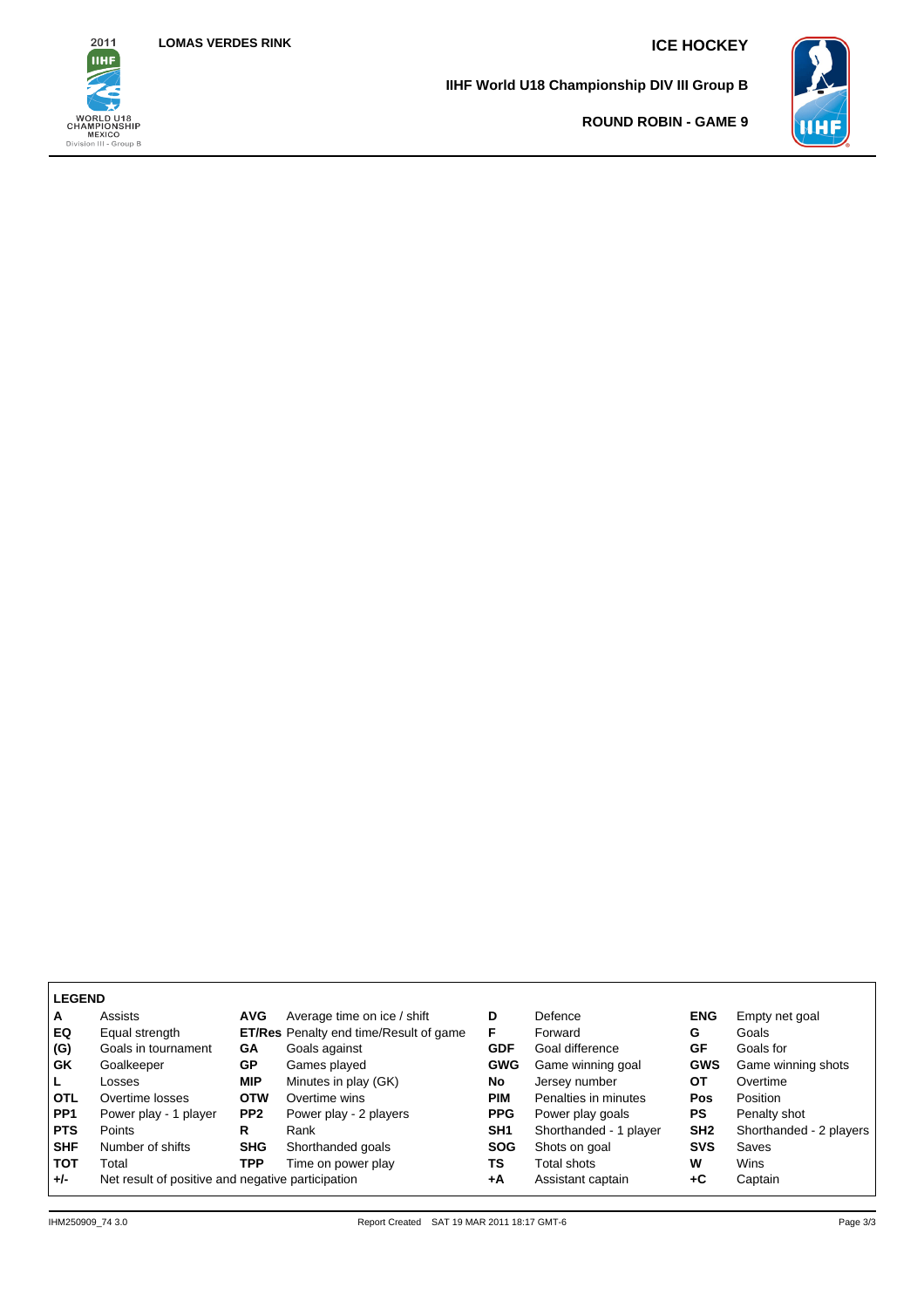**LEGEND**

| | | | | | | | |
|---|---|---|---|---|---|---|---|
| **A** | Assists | **AVG** | Average time on ice / shift | **D** | Defence | **ENG** | Empty net goal |
| **EQ** | Equal strength | **ET/Res** | Penalty end time/Result of game | **F** | Forward | **G** | Goals |
| **(G)** | Goals in tournament | **GA** | Goals against | **GDF** | Goal difference | **GF** | Goals for |
| **GK** | Goalkeeper | **GP** | Games played | **GWG** | Game winning goal | **GWS** | Game winning shots |
| **L** | Losses | **MIP** | Minutes in play (GK) | **No** | Jersey number | **OT** | Overtime |
| **OTL** | Overtime losses | **OTW** | Overtime wins | **PIM** | Penalties in minutes | **Pos** | Position |
| **PP1** | Power play - 1 player | **PP2** | Power play - 2 players | **PPG** | Power play goals | **PS** | Penalty shot |
| **PTS** | Points | **R** | Rank | **SH1** | Shorthanded - 1 player | **SH2** | Shorthanded - 2 players |
| **SHF** | Number of shifts | **SHG** | Shorthanded goals | **SOG** | Shots on goal | **SVS** | Saves |
| **TOT** | Total | **TPP** | Time on power play | **TS** | Total shots | **W** | Wins |
| **+/-** | Net result of positive and negative participation | | | **+A** | Assistant captain | **+C** | Captain |